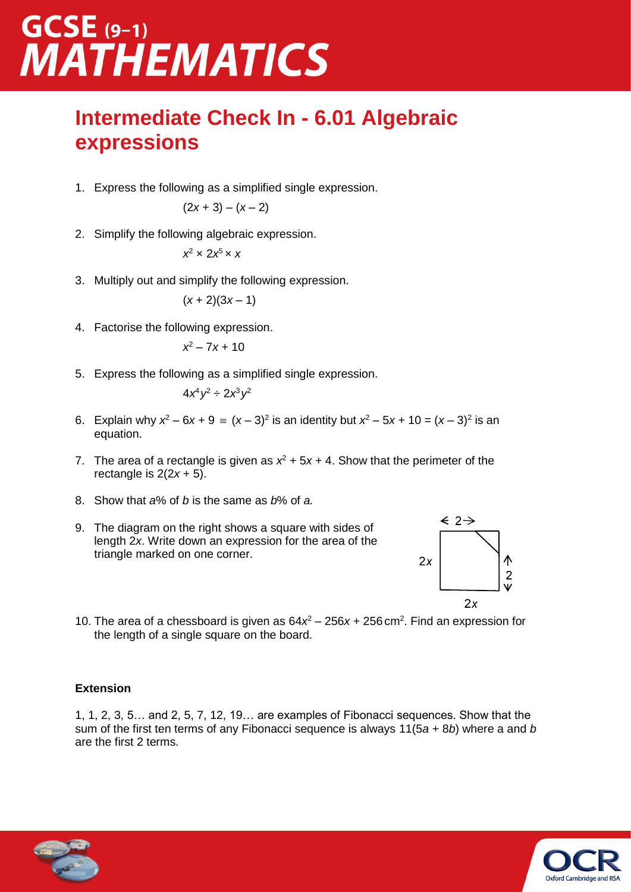# GCSE (9–1) MATHEMATICS

## Intermediate Check In - 6.01 Algebraic expressions

1. Express the following as a simplified single expression.

   $(2x + 3) – (x – 2)$

2. Simplify the following algebraic expression.

   $x^2 \times 2x^5 \times x$

3. Multiply out and simplify the following expression.

   $(x + 2)(3x – 1)$

4. Factorise the following expression.

   $x^2 – 7x + 10$

5. Express the following as a simplified single expression.

   $4x^4y^2 \div 2x^3y^2$

6. Explain why $x^2 – 6x + 9 \equiv (x – 3)^2$ is an identity but $x^2 – 5x + 10 = (x – 3)^2$ is an equation.

7. The area of a rectangle is given as $x^2 + 5x + 4$. Show that the perimeter of the rectangle is $2(2x + 5)$.

8. Show that $a$% of $b$ is the same as $b$% of $a$.

9. The diagram on the right shows a square with sides of length $2x$. Write down an expression for the area of the triangle marked on one corner.

   2
   2x
   2
   2x

10. The area of a chessboard is given as $64x^2 – 256x + 256\,\text{cm}^2$. Find an expression for the length of a single square on the board.

**Extension**

1, 1, 2, 3, 5… and 2, 5, 7, 12, 19… are examples of Fibonacci sequences. Show that the sum of the first ten terms of any Fibonacci sequence is always $11(5a + 8b)$ where a and $b$ are the first 2 terms.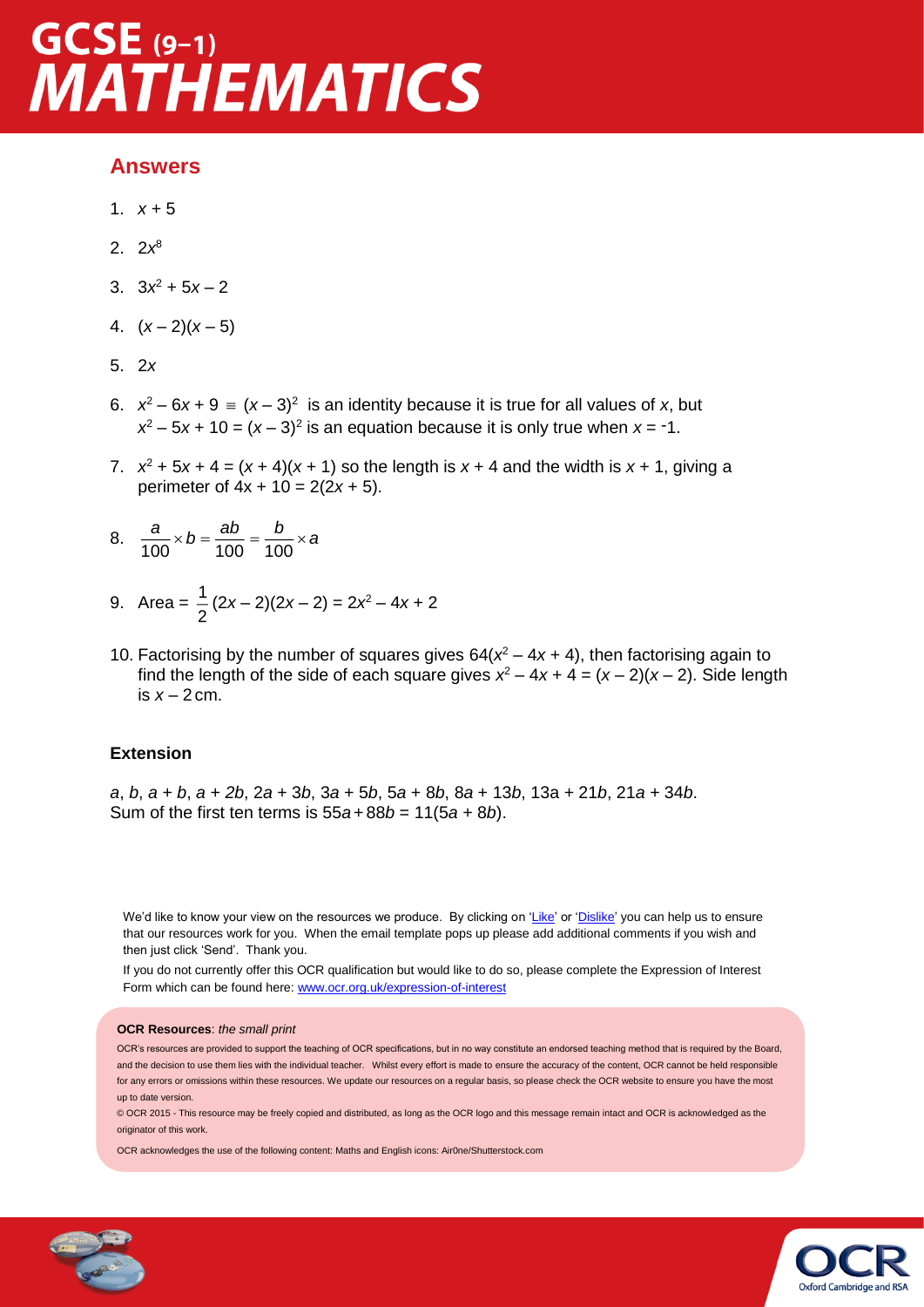## Answers

1. $x + 5$

2. $2x^8$

3. $3x^2 + 5x - 2$

4. $(x - 2)(x - 5)$

5. $2x$

6. $x^2 - 6x + 9 \equiv (x - 3)^2$ is an identity because it is true for all values of $x$, but $x^2 - 5x + 10 = (x - 3)^2$ is an equation because it is only true when $x = -1$.

7. $x^2 + 5x + 4 = (x + 4)(x + 1)$ so the length is $x + 4$ and the width is $x + 1$, giving a perimeter of $4x + 10 = 2(2x + 5)$.

8. $\frac{a}{100} \times b = \frac{ab}{100} = \frac{b}{100} \times a$

9. Area = $\frac{1}{2}(2x - 2)(2x - 2) = 2x^2 - 4x + 2$

10. Factorising by the number of squares gives $64(x^2 - 4x + 4)$, then factorising again to find the length of the side of each square gives $x^2 - 4x + 4 = (x - 2)(x - 2)$. Side length is $x - 2$ cm.

### Extension

$a$, $b$, $a + b$, $a + 2b$, $2a + 3b$, $3a + 5b$, $5a + 8b$, $8a + 13b$, $13a + 21b$, $21a + 34b$.
Sum of the first ten terms is $55a + 88b = 11(5a + 8b)$.

We'd like to know your view on the resources we produce. By clicking on 'Like' or 'Dislike' you can help us to ensure that our resources work for you. When the email template pops up please add additional comments if you wish and then just click 'Send'. Thank you.

If you do not currently offer this OCR qualification but would like to do so, please complete the Expression of Interest Form which can be found here: www.ocr.org.uk/expression-of-interest

**OCR Resources**: *the small print*

OCR's resources are provided to support the teaching of OCR specifications, but in no way constitute an endorsed teaching method that is required by the Board, and the decision to use them lies with the individual teacher. Whilst every effort is made to ensure the accuracy of the content, OCR cannot be held responsible for any errors or omissions within these resources. We update our resources on a regular basis, so please check the OCR website to ensure you have the most up to date version.

© OCR 2015 - This resource may be freely copied and distributed, as long as the OCR logo and this message remain intact and OCR is acknowledged as the originator of this work.

OCR acknowledges the use of the following content: Maths and English icons: Air0ne/Shutterstock.com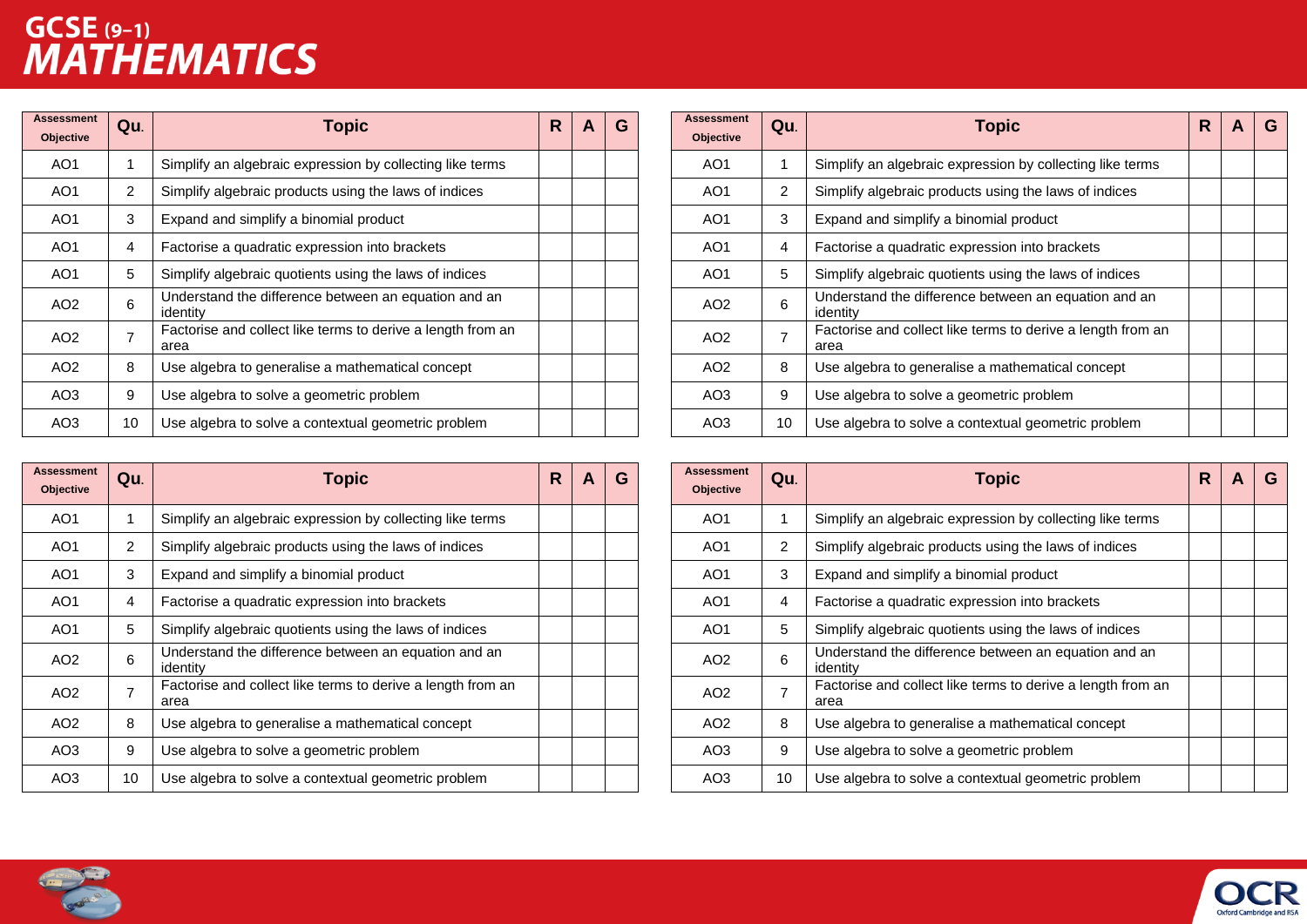# GCSE (9–1) MATHEMATICS

| Assessment Objective | Qu. | Topic | R | A | G |
|---|---|---|---|---|---|
| AO1 | 1 | Simplify an algebraic expression by collecting like terms | | | |
| AO1 | 2 | Simplify algebraic products using the laws of indices | | | |
| AO1 | 3 | Expand and simplify a binomial product | | | |
| AO1 | 4 | Factorise a quadratic expression into brackets | | | |
| AO1 | 5 | Simplify algebraic quotients using the laws of indices | | | |
| AO2 | 6 | Understand the difference between an equation and an identity | | | |
| AO2 | 7 | Factorise and collect like terms to derive a length from an area | | | |
| AO2 | 8 | Use algebra to generalise a mathematical concept | | | |
| AO3 | 9 | Use algebra to solve a geometric problem | | | |
| AO3 | 10 | Use algebra to solve a contextual geometric problem | | | |

| Assessment Objective | Qu. | Topic | R | A | G |
|---|---|---|---|---|---|
| AO1 | 1 | Simplify an algebraic expression by collecting like terms | | | |
| AO1 | 2 | Simplify algebraic products using the laws of indices | | | |
| AO1 | 3 | Expand and simplify a binomial product | | | |
| AO1 | 4 | Factorise a quadratic expression into brackets | | | |
| AO1 | 5 | Simplify algebraic quotients using the laws of indices | | | |
| AO2 | 6 | Understand the difference between an equation and an identity | | | |
| AO2 | 7 | Factorise and collect like terms to derive a length from an area | | | |
| AO2 | 8 | Use algebra to generalise a mathematical concept | | | |
| AO3 | 9 | Use algebra to solve a geometric problem | | | |
| AO3 | 10 | Use algebra to solve a contextual geometric problem | | | |

| Assessment Objective | Qu. | Topic | R | A | G |
|---|---|---|---|---|---|
| AO1 | 1 | Simplify an algebraic expression by collecting like terms | | | |
| AO1 | 2 | Simplify algebraic products using the laws of indices | | | |
| AO1 | 3 | Expand and simplify a binomial product | | | |
| AO1 | 4 | Factorise a quadratic expression into brackets | | | |
| AO1 | 5 | Simplify algebraic quotients using the laws of indices | | | |
| AO2 | 6 | Understand the difference between an equation and an identity | | | |
| AO2 | 7 | Factorise and collect like terms to derive a length from an area | | | |
| AO2 | 8 | Use algebra to generalise a mathematical concept | | | |
| AO3 | 9 | Use algebra to solve a geometric problem | | | |
| AO3 | 10 | Use algebra to solve a contextual geometric problem | | | |

| Assessment Objective | Qu. | Topic | R | A | G |
|---|---|---|---|---|---|
| AO1 | 1 | Simplify an algebraic expression by collecting like terms | | | |
| AO1 | 2 | Simplify algebraic products using the laws of indices | | | |
| AO1 | 3 | Expand and simplify a binomial product | | | |
| AO1 | 4 | Factorise a quadratic expression into brackets | | | |
| AO1 | 5 | Simplify algebraic quotients using the laws of indices | | | |
| AO2 | 6 | Understand the difference between an equation and an identity | | | |
| AO2 | 7 | Factorise and collect like terms to derive a length from an area | | | |
| AO2 | 8 | Use algebra to generalise a mathematical concept | | | |
| AO3 | 9 | Use algebra to solve a geometric problem | | | |
| AO3 | 10 | Use algebra to solve a contextual geometric problem | | | |

OCR
Oxford Cambridge and RSA